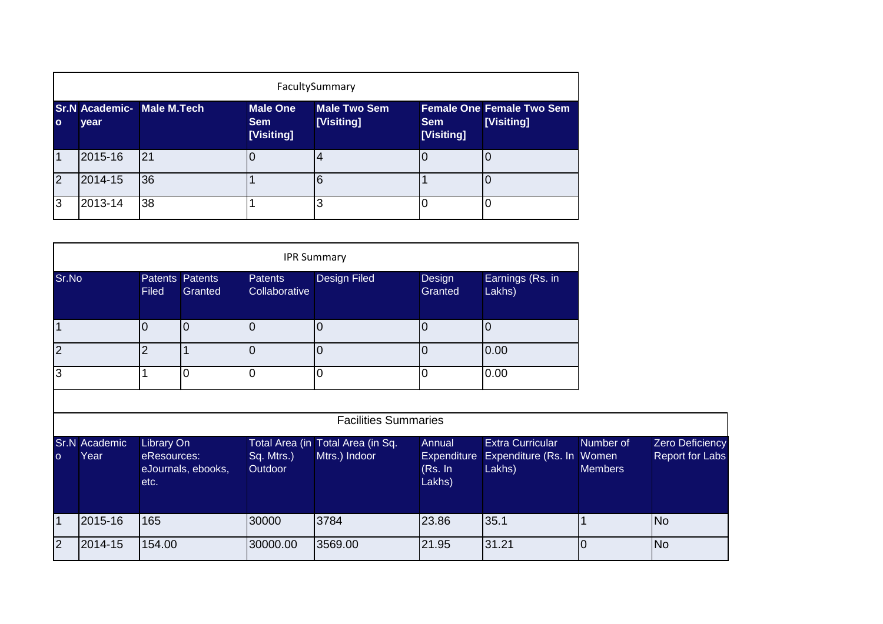## FacultySummary

| Sr.No | Academic-year | Male M.Tech | Male One Sem [Visiting] | Male Two Sem [Visiting] | Female One Sem [Visiting] | Female Two Sem [Visiting] |
|---|---|---|---|---|---|---|
| 1 | 2015-16 | 21 | 0 | 4 | 0 | 0 |
| 2 | 2014-15 | 36 | 1 | 6 | 1 | 0 |
| 3 | 2013-14 | 38 | 1 | 3 | 0 | 0 |

## IPR Summary

| Sr.No | Patents Filed | Patents Granted | Patents Collaborative | Design Filed | Design Granted | Earnings (Rs. in Lakhs) |
|---|---|---|---|---|---|---|
| 1 | 0 | 0 | 0 | 0 | 0 | 0 |
| 2 | 2 | 1 | 0 | 0 | 0 | 0.00 |
| 3 | 1 | 0 | 0 | 0 | 0 | 0.00 |

## Facilities Summaries

| Sr.No | Academic Year | Library On eResources: eJournals, ebooks, etc. | Total Area (in Sq. Mtrs.) Outdoor | Total Area (in Sq. Mtrs.) Indoor | Annual Expenditure (Rs. In Lakhs) | Extra Curricular Expenditure (Rs. In Lakhs) | Number of Women Members | Zero Deficiency Report for Labs |
|---|---|---|---|---|---|---|---|---|
| 1 | 2015-16 | 165 | 30000 | 3784 | 23.86 | 35.1 | 1 | No |
| 2 | 2014-15 | 154.00 | 30000.00 | 3569.00 | 21.95 | 31.21 | 0 | No |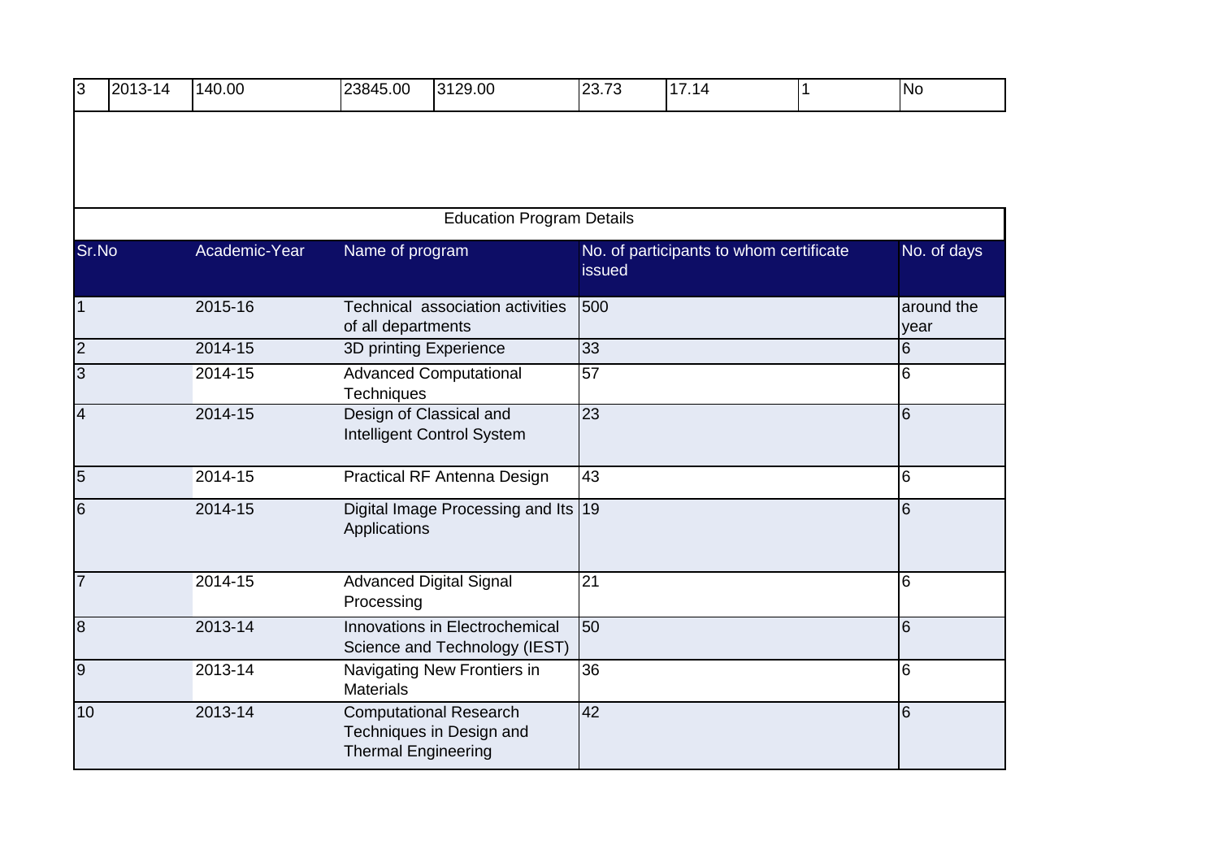| 3 | 2013-14 | 140.00 | 23845.00 | 3129.00 | 23.73 | 17.14 | 1 | No |
|---|---|---|---|---|---|---|---|---|

| Education Program Details | | | | |
|---|---|---|---|---|
| Sr.No | Academic-Year | Name of program | No. of participants to whom certificate issued | No. of days |
| 1 | 2015-16 | Technical association activities of all departments | 500 | around the year |
| 2 | 2014-15 | 3D printing Experience | 33 | 6 |
| 3 | 2014-15 | Advanced Computational Techniques | 57 | 6 |
| 4 | 2014-15 | Design of Classical and Intelligent Control System | 23 | 6 |
| 5 | 2014-15 | Practical RF Antenna Design | 43 | 6 |
| 6 | 2014-15 | Digital Image Processing and Its Applications | 19 | 6 |
| 7 | 2014-15 | Advanced Digital Signal Processing | 21 | 6 |
| 8 | 2013-14 | Innovations in Electrochemical Science and Technology (IEST) | 50 | 6 |
| 9 | 2013-14 | Navigating New Frontiers in Materials | 36 | 6 |
| 10 | 2013-14 | Computational Research Techniques in Design and Thermal Engineering | 42 | 6 |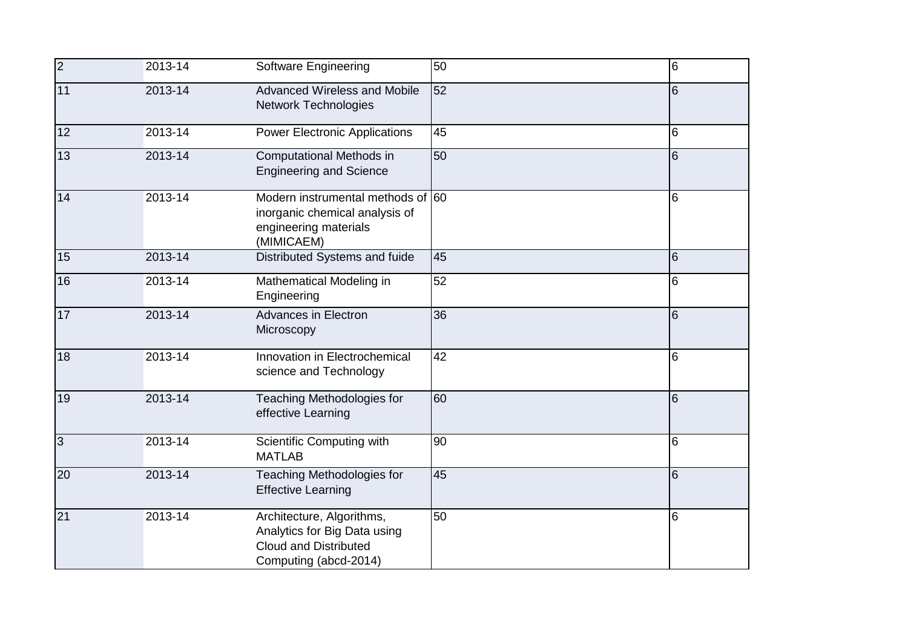| | | | | |
|---|---|---|---|---|
| 2 | 2013-14 | Software Engineering | 50 | 6 |
| 11 | 2013-14 | Advanced Wireless and Mobile Network Technologies | 52 | 6 |
| 12 | 2013-14 | Power Electronic Applications | 45 | 6 |
| 13 | 2013-14 | Computational Methods in Engineering and Science | 50 | 6 |
| 14 | 2013-14 | Modern instrumental methods of inorganic chemical analysis of engineering materials (MIMICAEM) | 60 | 6 |
| 15 | 2013-14 | Distributed Systems and fuide | 45 | 6 |
| 16 | 2013-14 | Mathematical Modeling in Engineering | 52 | 6 |
| 17 | 2013-14 | Advances in Electron Microscopy | 36 | 6 |
| 18 | 2013-14 | Innovation in Electrochemical science and Technology | 42 | 6 |
| 19 | 2013-14 | Teaching Methodologies for effective Learning | 60 | 6 |
| 3 | 2013-14 | Scientific Computing with MATLAB | 90 | 6 |
| 20 | 2013-14 | Teaching Methodologies for Effective Learning | 45 | 6 |
| 21 | 2013-14 | Architecture, Algorithms, Analytics for Big Data using Cloud and Distributed Computing (abcd-2014) | 50 | 6 |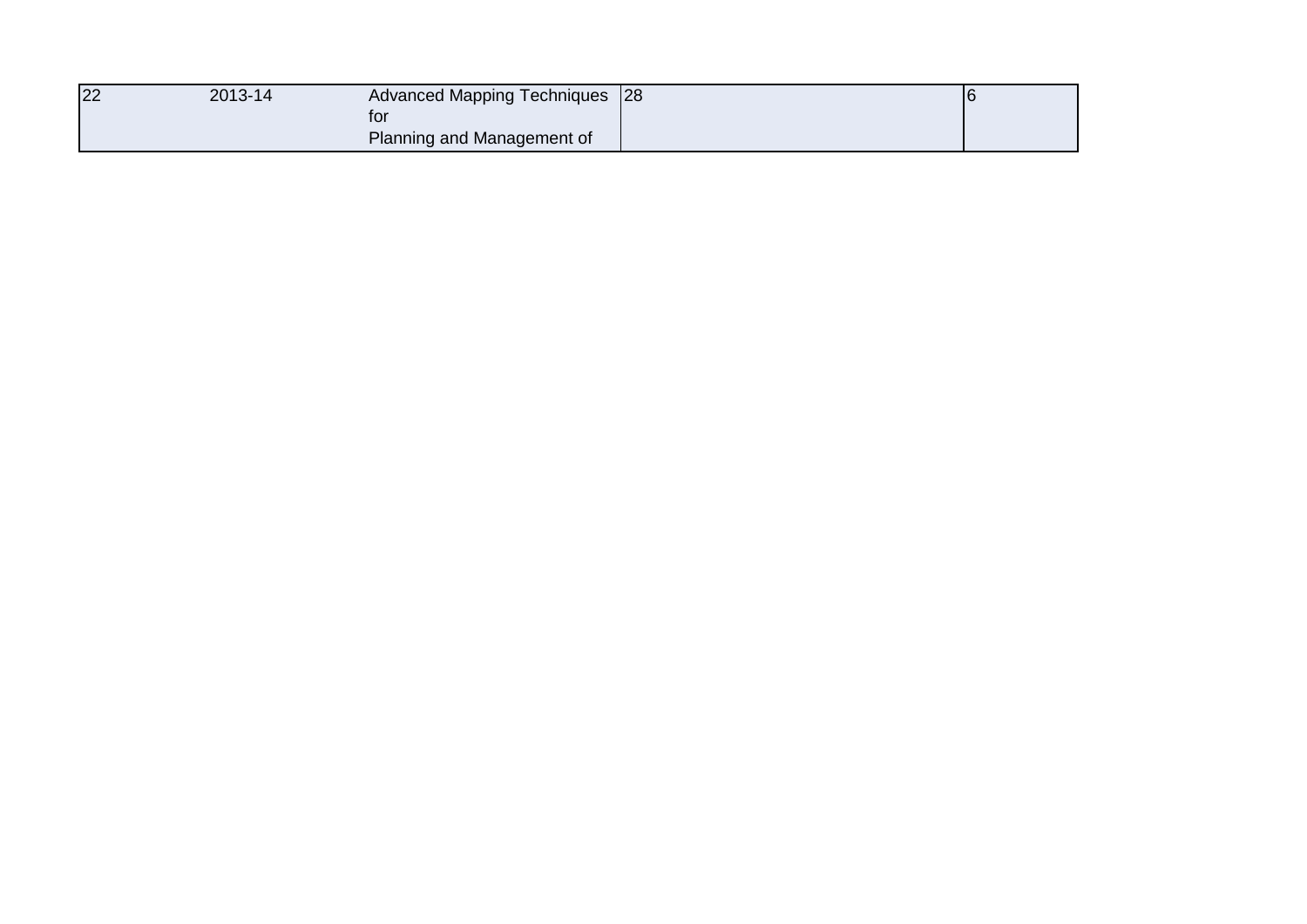| | | | | |
|---|---|---|---|---|
| 22 | 2013-14 | Advanced Mapping Techniques for Planning and Management of | 28 | 6 |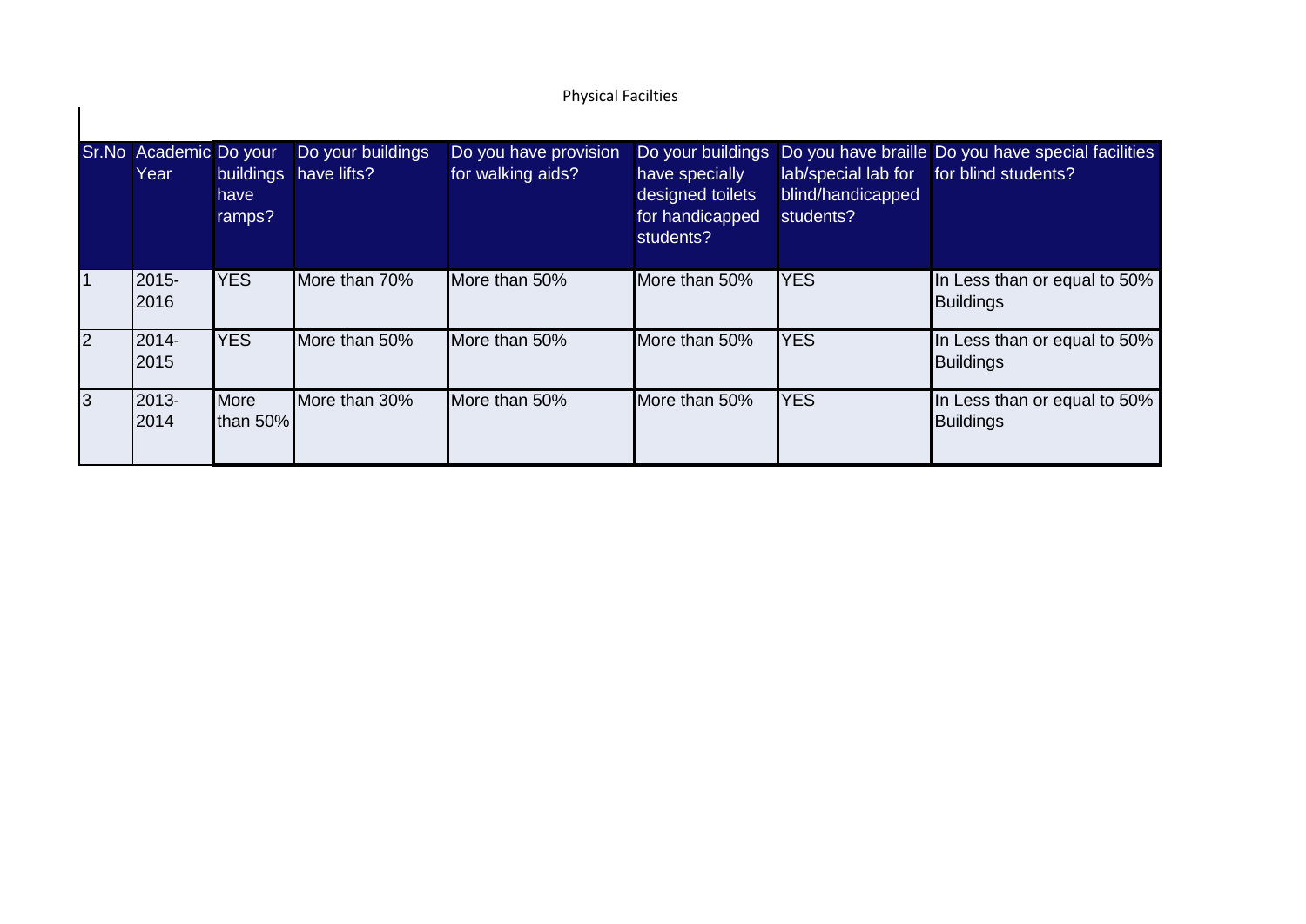Physical Facilties

| Sr.No | Academic Year | Do your buildings have ramps? | Do your buildings have lifts? | Do you have provision for walking aids? | Do your buildings have specially designed toilets for handicapped students? | Do you have braille lab/special lab for blind/handicapped students? | Do you have special facilities for blind students? |
|---|---|---|---|---|---|---|---|
| 1 | 2015-2016 | YES | More than 70% | More than 50% | More than 50% | YES | In Less than or equal to 50% Buildings |
| 2 | 2014-2015 | YES | More than 50% | More than 50% | More than 50% | YES | In Less than or equal to 50% Buildings |
| 3 | 2013-2014 | More than 50% | More than 30% | More than 50% | More than 50% | YES | In Less than or equal to 50% Buildings |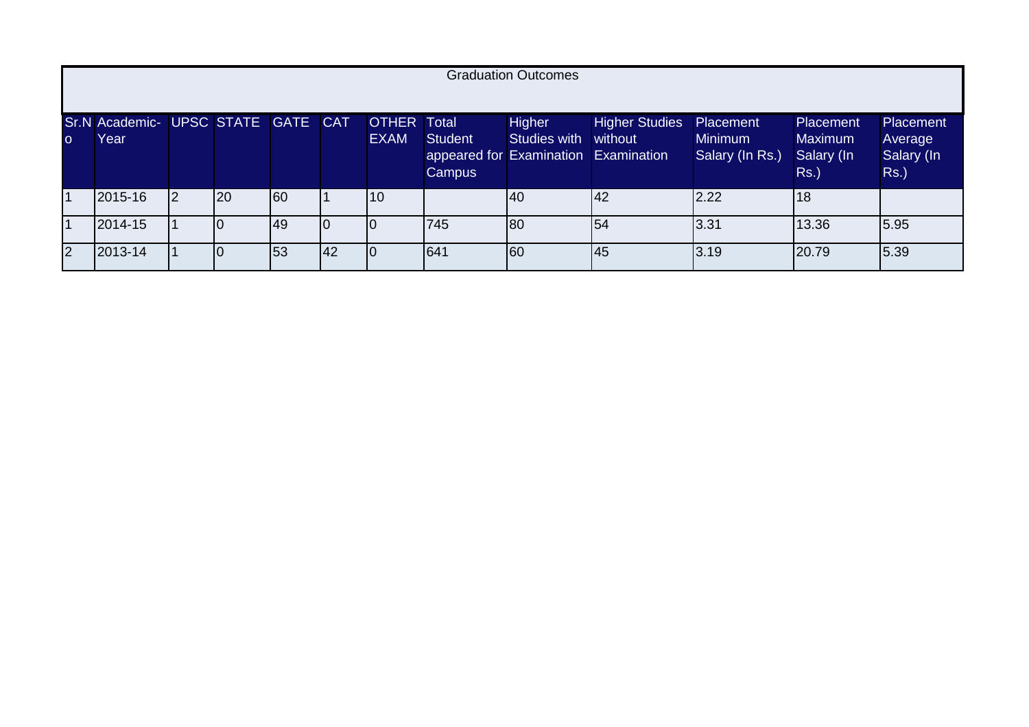| Graduation Outcomes | | | | | | | | | | | | |
|---|---|---|---|---|---|---|---|---|---|---|---|---|
| Sr.No | Academic-Year | UPSC | STATE | GATE | CAT | OTHER EXAM | Total Student appeared for Campus | Higher Studies with Examination | Higher Studies without Examination | Placement Minimum Salary (In Rs.) | Placement Maximum Salary (In Rs.) | Placement Average Salary (In Rs.) |
| 1 | 2015-16 | 2 | 20 | 60 | 1 | 10 | | 40 | 42 | 2.22 | 18 | |
| 1 | 2014-15 | 1 | 0 | 49 | 0 | 0 | 745 | 80 | 54 | 3.31 | 13.36 | 5.95 |
| 2 | 2013-14 | 1 | 0 | 53 | 42 | 0 | 641 | 60 | 45 | 3.19 | 20.79 | 5.39 |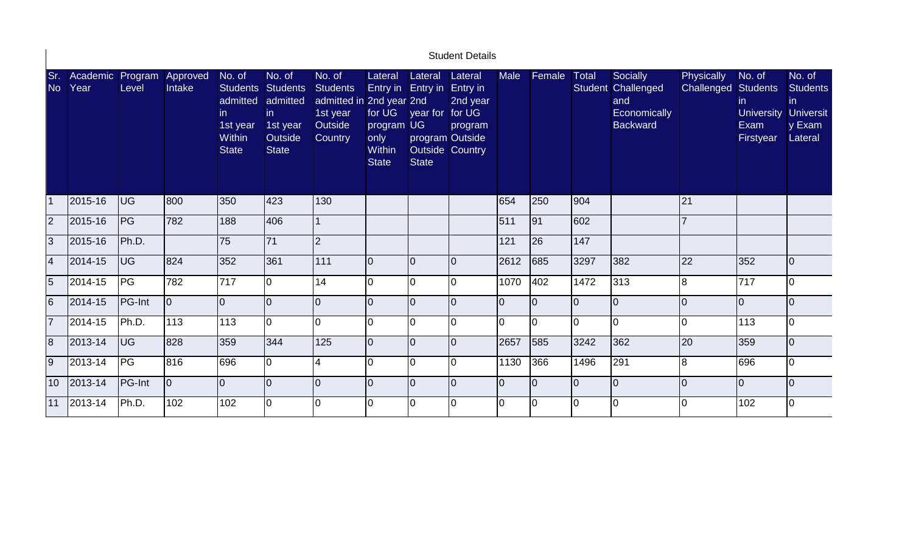Student Details

| Sr. No | Academic Year | Program Level | Approved Intake | No. of Students admitted in 1st year Within State | No. of Students admitted in 1st year Outside State | No. of Students admitted in 1st year Outside Country | Lateral Entry in 2nd year for UG program only Within State | Lateral Entry in 2nd year for UG program Outside State | Lateral Entry in 2nd year for UG program Outside Country | Male | Female | Total Student | Socially Challenged and Economically Backward | Physically Challenged | No. of Students in University Exam Firstyear | No. of Students in University Exam Lateral |
|---|---|---|---|---|---|---|---|---|---|---|---|---|---|---|---|---|
| 1 | 2015-16 | UG | 800 | 350 | 423 | 130 | | | | 654 | 250 | 904 | | 21 | | |
| 2 | 2015-16 | PG | 782 | 188 | 406 | 1 | | | | 511 | 91 | 602 | | 7 | | |
| 3 | 2015-16 | Ph.D. | | 75 | 71 | 2 | | | | 121 | 26 | 147 | | | | |
| 4 | 2014-15 | UG | 824 | 352 | 361 | 111 | 0 | 0 | 0 | 2612 | 685 | 3297 | 382 | 22 | 352 | 0 |
| 5 | 2014-15 | PG | 782 | 717 | 0 | 14 | 0 | 0 | 0 | 1070 | 402 | 1472 | 313 | 8 | 717 | 0 |
| 6 | 2014-15 | PG-Int | 0 | 0 | 0 | 0 | 0 | 0 | 0 | 0 | 0 | 0 | 0 | 0 | 0 | 0 |
| 7 | 2014-15 | Ph.D. | 113 | 113 | 0 | 0 | 0 | 0 | 0 | 0 | 0 | 0 | 0 | 0 | 113 | 0 |
| 8 | 2013-14 | UG | 828 | 359 | 344 | 125 | 0 | 0 | 0 | 2657 | 585 | 3242 | 362 | 20 | 359 | 0 |
| 9 | 2013-14 | PG | 816 | 696 | 0 | 4 | 0 | 0 | 0 | 1130 | 366 | 1496 | 291 | 8 | 696 | 0 |
| 10 | 2013-14 | PG-Int | 0 | 0 | 0 | 0 | 0 | 0 | 0 | 0 | 0 | 0 | 0 | 0 | 0 | 0 |
| 11 | 2013-14 | Ph.D. | 102 | 102 | 0 | 0 | 0 | 0 | 0 | 0 | 0 | 0 | 0 | 0 | 102 | 0 |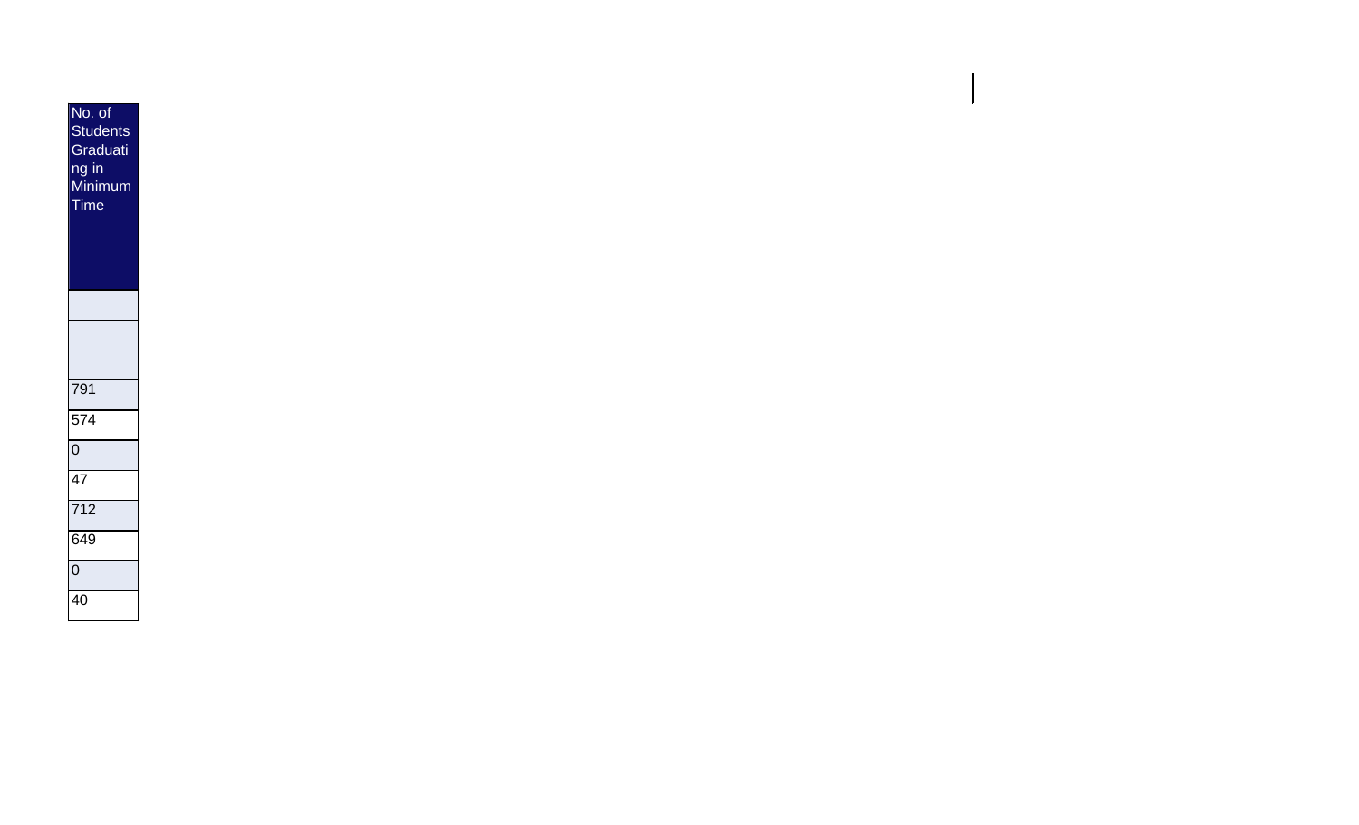| No. of Students Graduating in Minimum Time |
| --- |
| |
| |
| |
| 791 |
| 574 |
| 0 |
| 47 |
| 712 |
| 649 |
| 0 |
| 40 |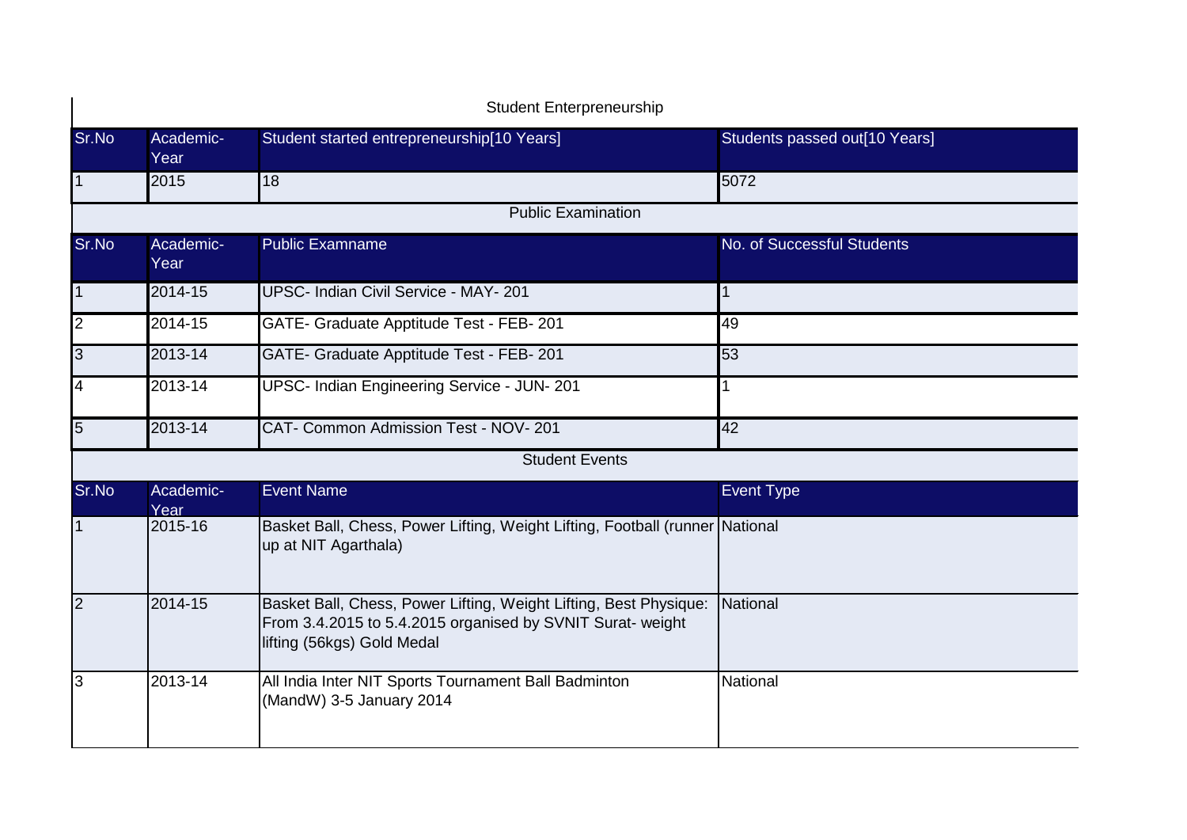## Student Enterpreneurship

| Sr.No | Academic-Year | Student started entrepreneurship[10 Years] | Students passed out[10 Years] |
|---|---|---|---|
| 1 | 2015 | 18 | 5072 |

## Public Examination

| Sr.No | Academic-Year | Public Examname | No. of Successful Students |
|---|---|---|---|
| 1 | 2014-15 | UPSC- Indian Civil Service - MAY- 201 | 1 |
| 2 | 2014-15 | GATE- Graduate Apptitude Test - FEB- 201 | 49 |
| 3 | 2013-14 | GATE- Graduate Apptitude Test - FEB- 201 | 53 |
| 4 | 2013-14 | UPSC- Indian Engineering Service - JUN- 201 | 1 |
| 5 | 2013-14 | CAT- Common Admission Test - NOV- 201 | 42 |

## Student Events

| Sr.No | Academic-Year | Event Name | Event Type |
|---|---|---|---|
| 1 | 2015-16 | Basket Ball, Chess, Power Lifting, Weight Lifting, Football (runner up at NIT Agarthala) | National |
| 2 | 2014-15 | Basket Ball, Chess, Power Lifting, Weight Lifting, Best Physique: From 3.4.2015 to 5.4.2015 organised by SVNIT Surat- weight lifting (56kgs) Gold Medal | National |
| 3 | 2013-14 | All India Inter NIT Sports Tournament Ball Badminton (MandW) 3-5 January 2014 | National |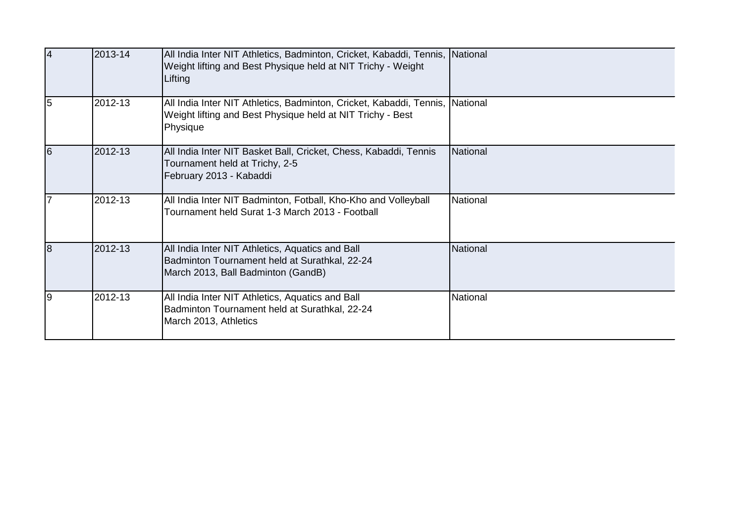| | | | |
|---|---|---|---|
| 4 | 2013-14 | All India Inter NIT Athletics, Badminton, Cricket, Kabaddi, Tennis, Weight lifting and Best Physique held at NIT Trichy - Weight Lifting | National |
| 5 | 2012-13 | All India Inter NIT Athletics, Badminton, Cricket, Kabaddi, Tennis, Weight lifting and Best Physique held at NIT Trichy - Best Physique | National |
| 6 | 2012-13 | All India Inter NIT Basket Ball, Cricket, Chess, Kabaddi, Tennis Tournament held at Trichy, 2-5 February 2013 - Kabaddi | National |
| 7 | 2012-13 | All India Inter NIT Badminton, Fotball, Kho-Kho and Volleyball Tournament held Surat 1-3 March 2013 - Football | National |
| 8 | 2012-13 | All India Inter NIT Athletics, Aquatics and Ball Badminton Tournament held at Surathkal, 22-24 March 2013, Ball Badminton (GandB) | National |
| 9 | 2012-13 | All India Inter NIT Athletics, Aquatics and Ball Badminton Tournament held at Surathkal, 22-24 March 2013, Athletics | National |